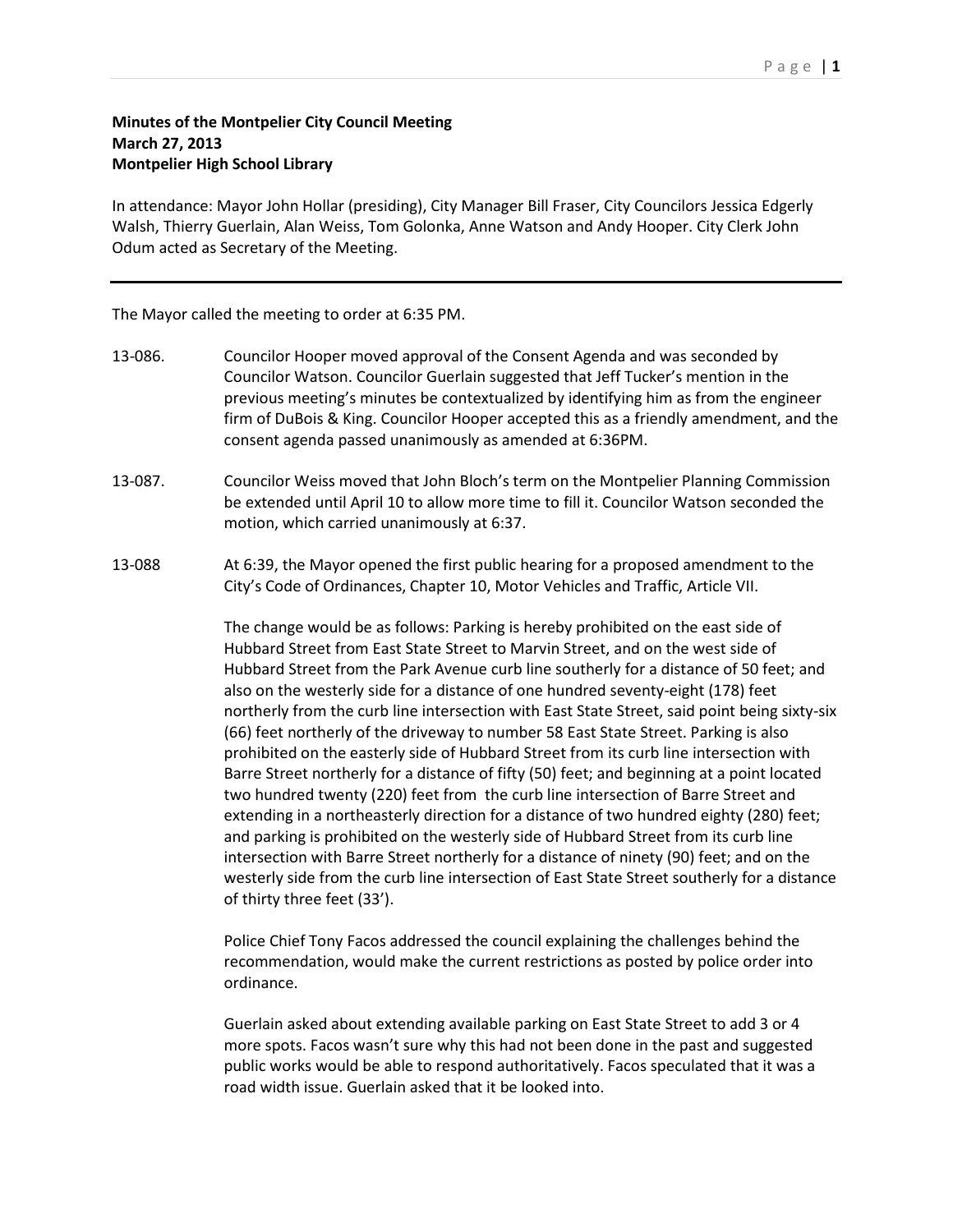**Minutes of the Montpelier City Council Meeting**
**March 27, 2013**
**Montpelier High School Library**

In attendance: Mayor John Hollar (presiding), City Manager Bill Fraser, City Councilors Jessica Edgerly Walsh, Thierry Guerlain, Alan Weiss, Tom Golonka, Anne Watson and Andy Hooper. City Clerk John Odum acted as Secretary of the Meeting.

---

The Mayor called the meeting to order at 6:35 PM.

13-086. Councilor Hooper moved approval of the Consent Agenda and was seconded by Councilor Watson. Councilor Guerlain suggested that Jeff Tucker's mention in the previous meeting's minutes be contextualized by identifying him as from the engineer firm of DuBois & King. Councilor Hooper accepted this as a friendly amendment, and the consent agenda passed unanimously as amended at 6:36PM.

13-087. Councilor Weiss moved that John Bloch's term on the Montpelier Planning Commission be extended until April 10 to allow more time to fill it. Councilor Watson seconded the motion, which carried unanimously at 6:37.

13-088 At 6:39, the Mayor opened the first public hearing for a proposed amendment to the City's Code of Ordinances, Chapter 10, Motor Vehicles and Traffic, Article VII.

The change would be as follows: Parking is hereby prohibited on the east side of Hubbard Street from East State Street to Marvin Street, and on the west side of Hubbard Street from the Park Avenue curb line southerly for a distance of 50 feet; and also on the westerly side for a distance of one hundred seventy-eight (178) feet northerly from the curb line intersection with East State Street, said point being sixty-six (66) feet northerly of the driveway to number 58 East State Street. Parking is also prohibited on the easterly side of Hubbard Street from its curb line intersection with Barre Street northerly for a distance of fifty (50) feet; and beginning at a point located two hundred twenty (220) feet from the curb line intersection of Barre Street and extending in a northeasterly direction for a distance of two hundred eighty (280) feet; and parking is prohibited on the westerly side of Hubbard Street from its curb line intersection with Barre Street northerly for a distance of ninety (90) feet; and on the westerly side from the curb line intersection of East State Street southerly for a distance of thirty three feet (33').

Police Chief Tony Facos addressed the council explaining the challenges behind the recommendation, would make the current restrictions as posted by police order into ordinance.

Guerlain asked about extending available parking on East State Street to add 3 or 4 more spots. Facos wasn't sure why this had not been done in the past and suggested public works would be able to respond authoritatively. Facos speculated that it was a road width issue. Guerlain asked that it be looked into.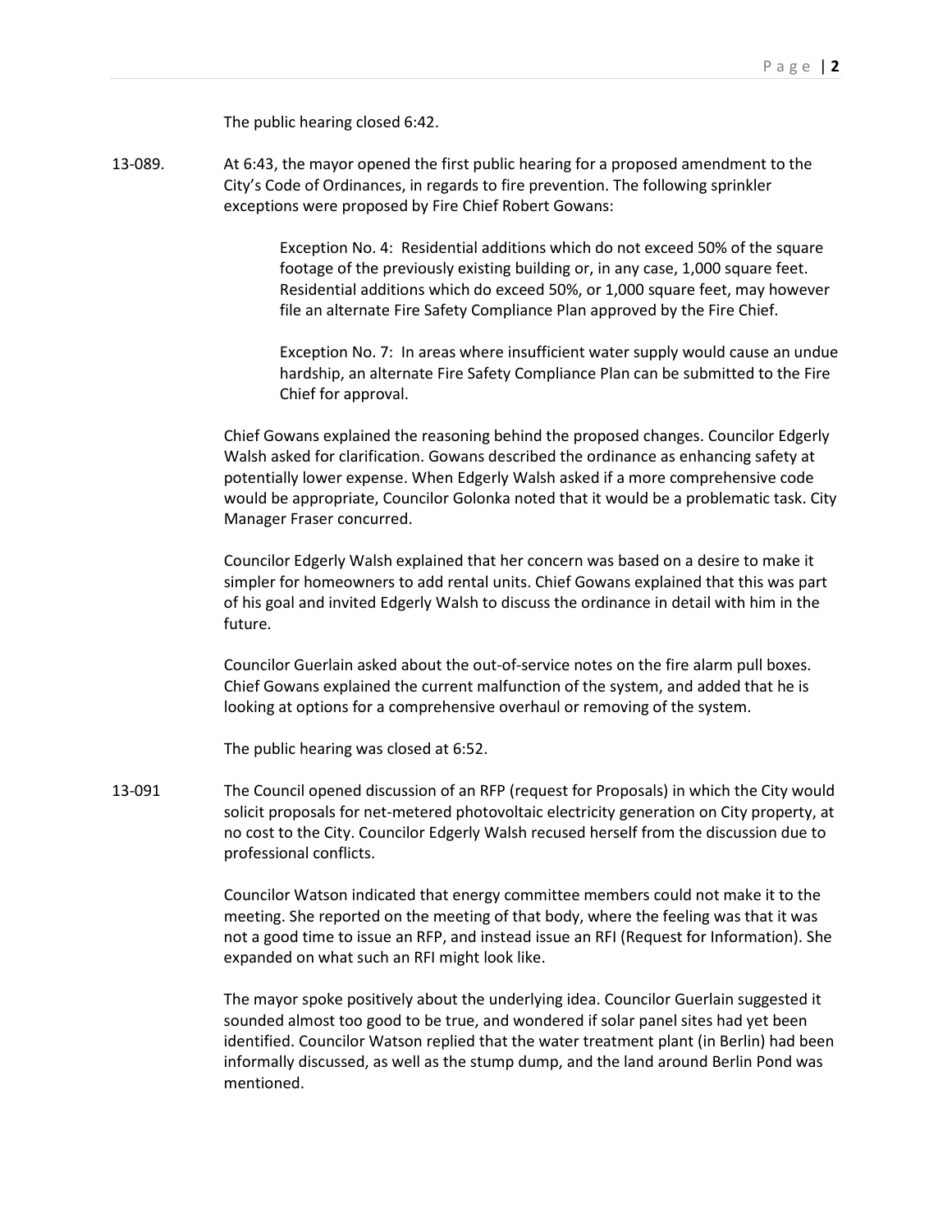The public hearing closed 6:42.

13-089. At 6:43, the mayor opened the first public hearing for a proposed amendment to the City's Code of Ordinances, in regards to fire prevention. The following sprinkler exceptions were proposed by Fire Chief Robert Gowans:

> Exception No. 4: Residential additions which do not exceed 50% of the square footage of the previously existing building or, in any case, 1,000 square feet. Residential additions which do exceed 50%, or 1,000 square feet, may however file an alternate Fire Safety Compliance Plan approved by the Fire Chief.
>
> Exception No. 7: In areas where insufficient water supply would cause an undue hardship, an alternate Fire Safety Compliance Plan can be submitted to the Fire Chief for approval.

Chief Gowans explained the reasoning behind the proposed changes. Councilor Edgerly Walsh asked for clarification. Gowans described the ordinance as enhancing safety at potentially lower expense. When Edgerly Walsh asked if a more comprehensive code would be appropriate, Councilor Golonka noted that it would be a problematic task. City Manager Fraser concurred.

Councilor Edgerly Walsh explained that her concern was based on a desire to make it simpler for homeowners to add rental units. Chief Gowans explained that this was part of his goal and invited Edgerly Walsh to discuss the ordinance in detail with him in the future.

Councilor Guerlain asked about the out-of-service notes on the fire alarm pull boxes. Chief Gowans explained the current malfunction of the system, and added that he is looking at options for a comprehensive overhaul or removing of the system.

The public hearing was closed at 6:52.

13-091 The Council opened discussion of an RFP (request for Proposals) in which the City would solicit proposals for net-metered photovoltaic electricity generation on City property, at no cost to the City. Councilor Edgerly Walsh recused herself from the discussion due to professional conflicts.

Councilor Watson indicated that energy committee members could not make it to the meeting. She reported on the meeting of that body, where the feeling was that it was not a good time to issue an RFP, and instead issue an RFI (Request for Information). She expanded on what such an RFI might look like.

The mayor spoke positively about the underlying idea. Councilor Guerlain suggested it sounded almost too good to be true, and wondered if solar panel sites had yet been identified. Councilor Watson replied that the water treatment plant (in Berlin) had been informally discussed, as well as the stump dump, and the land around Berlin Pond was mentioned.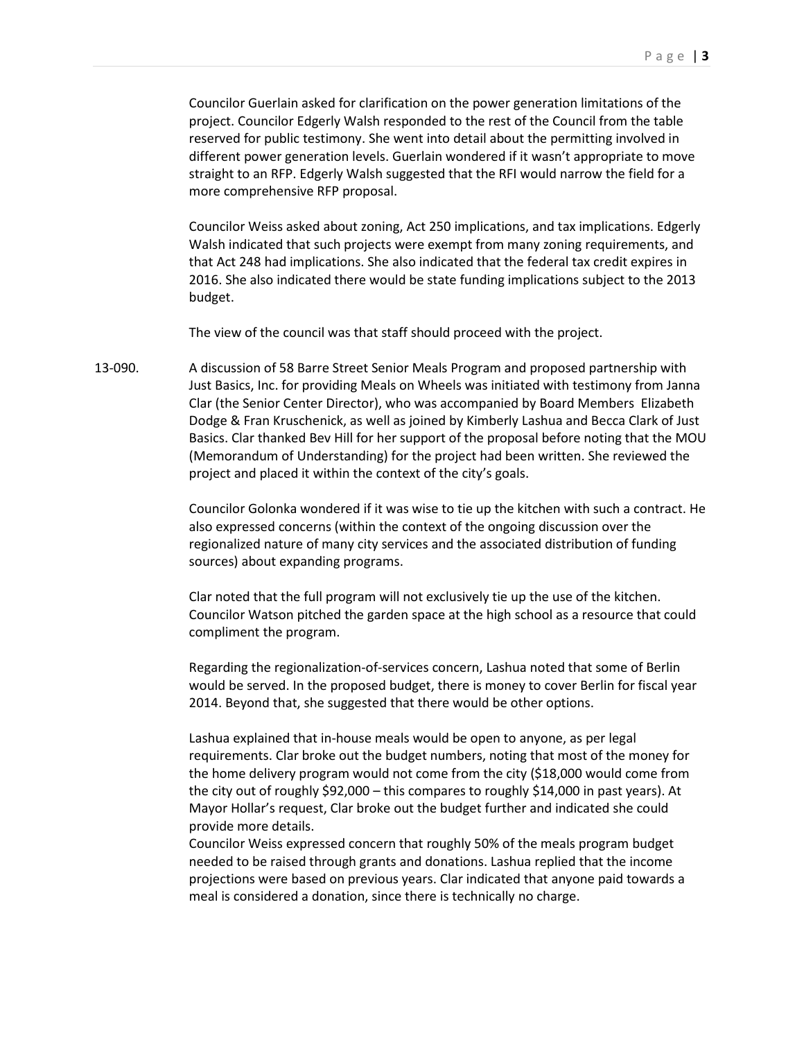Councilor Guerlain asked for clarification on the power generation limitations of the project. Councilor Edgerly Walsh responded to the rest of the Council from the table reserved for public testimony. She went into detail about the permitting involved in different power generation levels. Guerlain wondered if it wasn't appropriate to move straight to an RFP. Edgerly Walsh suggested that the RFI would narrow the field for a more comprehensive RFP proposal.

Councilor Weiss asked about zoning, Act 250 implications, and tax implications. Edgerly Walsh indicated that such projects were exempt from many zoning requirements, and that Act 248 had implications. She also indicated that the federal tax credit expires in 2016. She also indicated there would be state funding implications subject to the 2013 budget.

The view of the council was that staff should proceed with the project.

13-090. A discussion of 58 Barre Street Senior Meals Program and proposed partnership with Just Basics, Inc. for providing Meals on Wheels was initiated with testimony from Janna Clar (the Senior Center Director), who was accompanied by Board Members Elizabeth Dodge & Fran Kruschenick, as well as joined by Kimberly Lashua and Becca Clark of Just Basics. Clar thanked Bev Hill for her support of the proposal before noting that the MOU (Memorandum of Understanding) for the project had been written. She reviewed the project and placed it within the context of the city's goals.

Councilor Golonka wondered if it was wise to tie up the kitchen with such a contract. He also expressed concerns (within the context of the ongoing discussion over the regionalized nature of many city services and the associated distribution of funding sources) about expanding programs.

Clar noted that the full program will not exclusively tie up the use of the kitchen. Councilor Watson pitched the garden space at the high school as a resource that could compliment the program.

Regarding the regionalization-of-services concern, Lashua noted that some of Berlin would be served. In the proposed budget, there is money to cover Berlin for fiscal year 2014. Beyond that, she suggested that there would be other options.

Lashua explained that in-house meals would be open to anyone, as per legal requirements. Clar broke out the budget numbers, noting that most of the money for the home delivery program would not come from the city ($18,000 would come from the city out of roughly $92,000 – this compares to roughly $14,000 in past years). At Mayor Hollar's request, Clar broke out the budget further and indicated she could provide more details.

Councilor Weiss expressed concern that roughly 50% of the meals program budget needed to be raised through grants and donations. Lashua replied that the income projections were based on previous years. Clar indicated that anyone paid towards a meal is considered a donation, since there is technically no charge.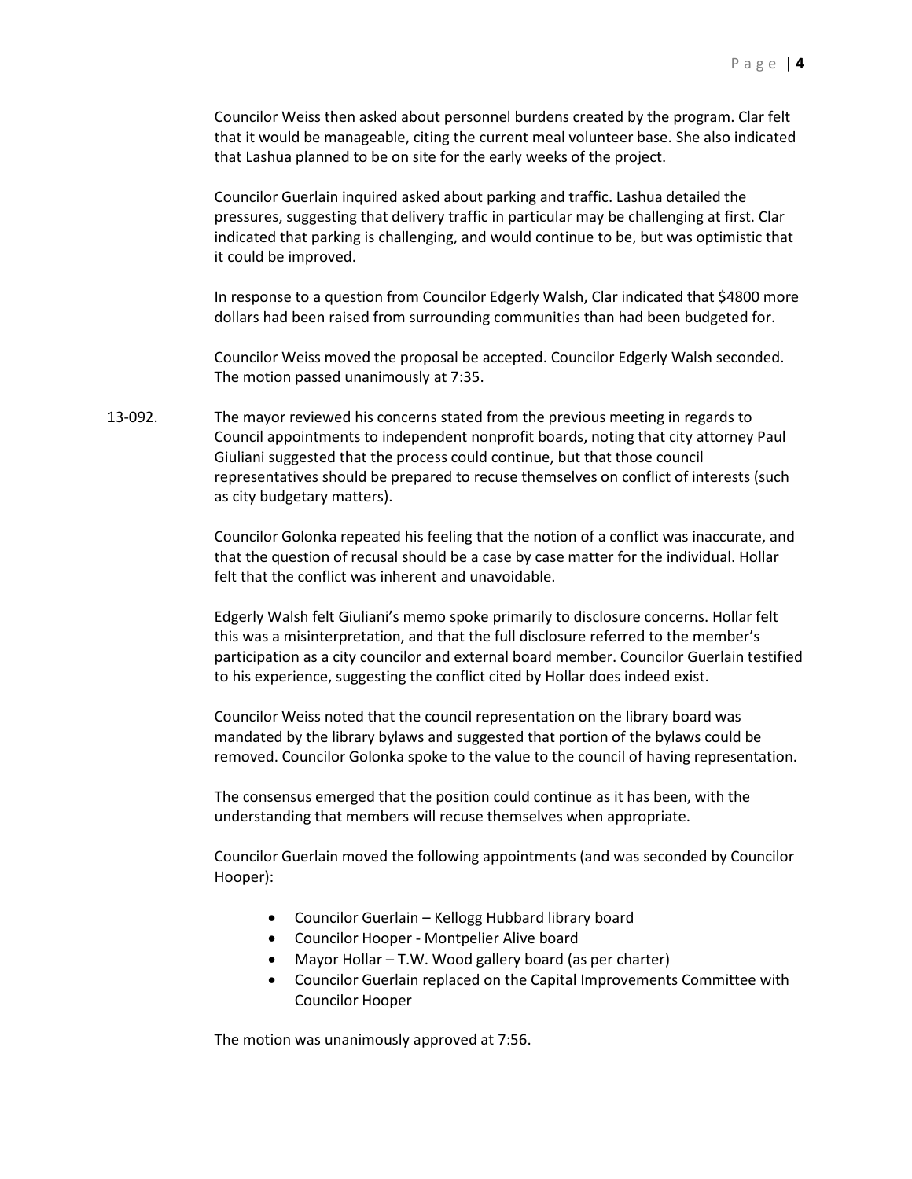Councilor Weiss then asked about personnel burdens created by the program. Clar felt that it would be manageable, citing the current meal volunteer base. She also indicated that Lashua planned to be on site for the early weeks of the project.

Councilor Guerlain inquired asked about parking and traffic. Lashua detailed the pressures, suggesting that delivery traffic in particular may be challenging at first. Clar indicated that parking is challenging, and would continue to be, but was optimistic that it could be improved.

In response to a question from Councilor Edgerly Walsh, Clar indicated that $4800 more dollars had been raised from surrounding communities than had been budgeted for.

Councilor Weiss moved the proposal be accepted. Councilor Edgerly Walsh seconded. The motion passed unanimously at 7:35.

13-092. The mayor reviewed his concerns stated from the previous meeting in regards to Council appointments to independent nonprofit boards, noting that city attorney Paul Giuliani suggested that the process could continue, but that those council representatives should be prepared to recuse themselves on conflict of interests (such as city budgetary matters).

Councilor Golonka repeated his feeling that the notion of a conflict was inaccurate, and that the question of recusal should be a case by case matter for the individual. Hollar felt that the conflict was inherent and unavoidable.

Edgerly Walsh felt Giuliani's memo spoke primarily to disclosure concerns. Hollar felt this was a misinterpretation, and that the full disclosure referred to the member's participation as a city councilor and external board member. Councilor Guerlain testified to his experience, suggesting the conflict cited by Hollar does indeed exist.

Councilor Weiss noted that the council representation on the library board was mandated by the library bylaws and suggested that portion of the bylaws could be removed. Councilor Golonka spoke to the value to the council of having representation.

The consensus emerged that the position could continue as it has been, with the understanding that members will recuse themselves when appropriate.

Councilor Guerlain moved the following appointments (and was seconded by Councilor Hooper):

- Councilor Guerlain – Kellogg Hubbard library board
- Councilor Hooper - Montpelier Alive board
- Mayor Hollar – T.W. Wood gallery board (as per charter)
- Councilor Guerlain replaced on the Capital Improvements Committee with Councilor Hooper

The motion was unanimously approved at 7:56.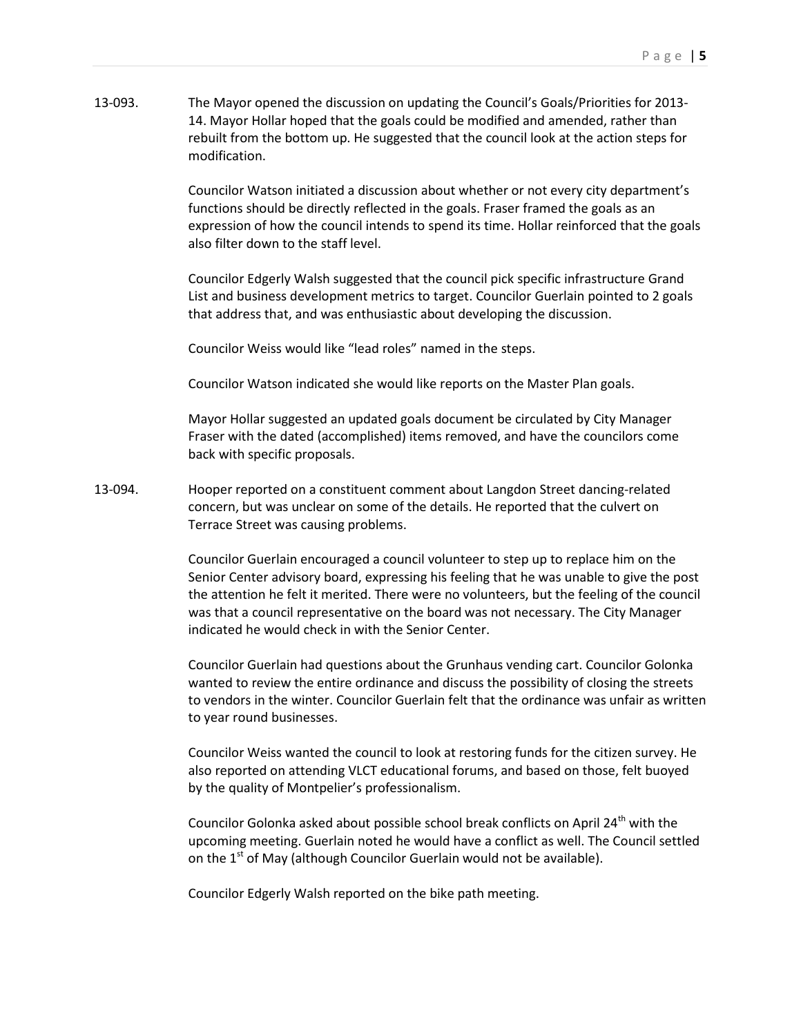13-093. The Mayor opened the discussion on updating the Council's Goals/Priorities for 2013-14. Mayor Hollar hoped that the goals could be modified and amended, rather than rebuilt from the bottom up. He suggested that the council look at the action steps for modification.

Councilor Watson initiated a discussion about whether or not every city department's functions should be directly reflected in the goals. Fraser framed the goals as an expression of how the council intends to spend its time. Hollar reinforced that the goals also filter down to the staff level.

Councilor Edgerly Walsh suggested that the council pick specific infrastructure Grand List and business development metrics to target. Councilor Guerlain pointed to 2 goals that address that, and was enthusiastic about developing the discussion.

Councilor Weiss would like "lead roles" named in the steps.

Councilor Watson indicated she would like reports on the Master Plan goals.

Mayor Hollar suggested an updated goals document be circulated by City Manager Fraser with the dated (accomplished) items removed, and have the councilors come back with specific proposals.

13-094. Hooper reported on a constituent comment about Langdon Street dancing-related concern, but was unclear on some of the details. He reported that the culvert on Terrace Street was causing problems.

Councilor Guerlain encouraged a council volunteer to step up to replace him on the Senior Center advisory board, expressing his feeling that he was unable to give the post the attention he felt it merited. There were no volunteers, but the feeling of the council was that a council representative on the board was not necessary. The City Manager indicated he would check in with the Senior Center.

Councilor Guerlain had questions about the Grunhaus vending cart. Councilor Golonka wanted to review the entire ordinance and discuss the possibility of closing the streets to vendors in the winter. Councilor Guerlain felt that the ordinance was unfair as written to year round businesses.

Councilor Weiss wanted the council to look at restoring funds for the citizen survey. He also reported on attending VLCT educational forums, and based on those, felt buoyed by the quality of Montpelier's professionalism.

Councilor Golonka asked about possible school break conflicts on April 24th with the upcoming meeting. Guerlain noted he would have a conflict as well. The Council settled on the 1st of May (although Councilor Guerlain would not be available).

Councilor Edgerly Walsh reported on the bike path meeting.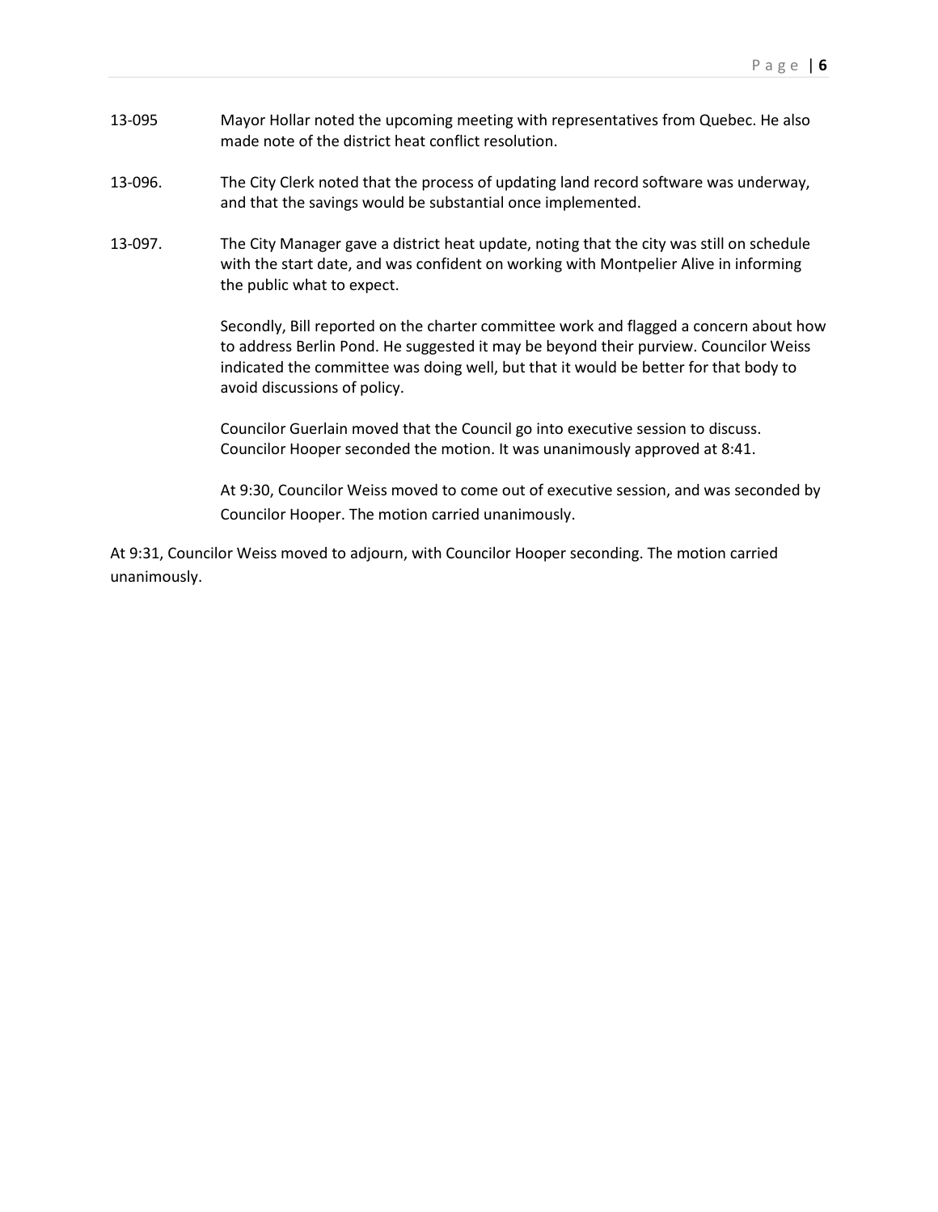13-095 Mayor Hollar noted the upcoming meeting with representatives from Quebec. He also made note of the district heat conflict resolution.

13-096. The City Clerk noted that the process of updating land record software was underway, and that the savings would be substantial once implemented.

13-097. The City Manager gave a district heat update, noting that the city was still on schedule with the start date, and was confident on working with Montpelier Alive in informing the public what to expect.

Secondly, Bill reported on the charter committee work and flagged a concern about how to address Berlin Pond. He suggested it may be beyond their purview. Councilor Weiss indicated the committee was doing well, but that it would be better for that body to avoid discussions of policy.

Councilor Guerlain moved that the Council go into executive session to discuss. Councilor Hooper seconded the motion. It was unanimously approved at 8:41.

At 9:30, Councilor Weiss moved to come out of executive session, and was seconded by Councilor Hooper. The motion carried unanimously.

At 9:31, Councilor Weiss moved to adjourn, with Councilor Hooper seconding. The motion carried unanimously.